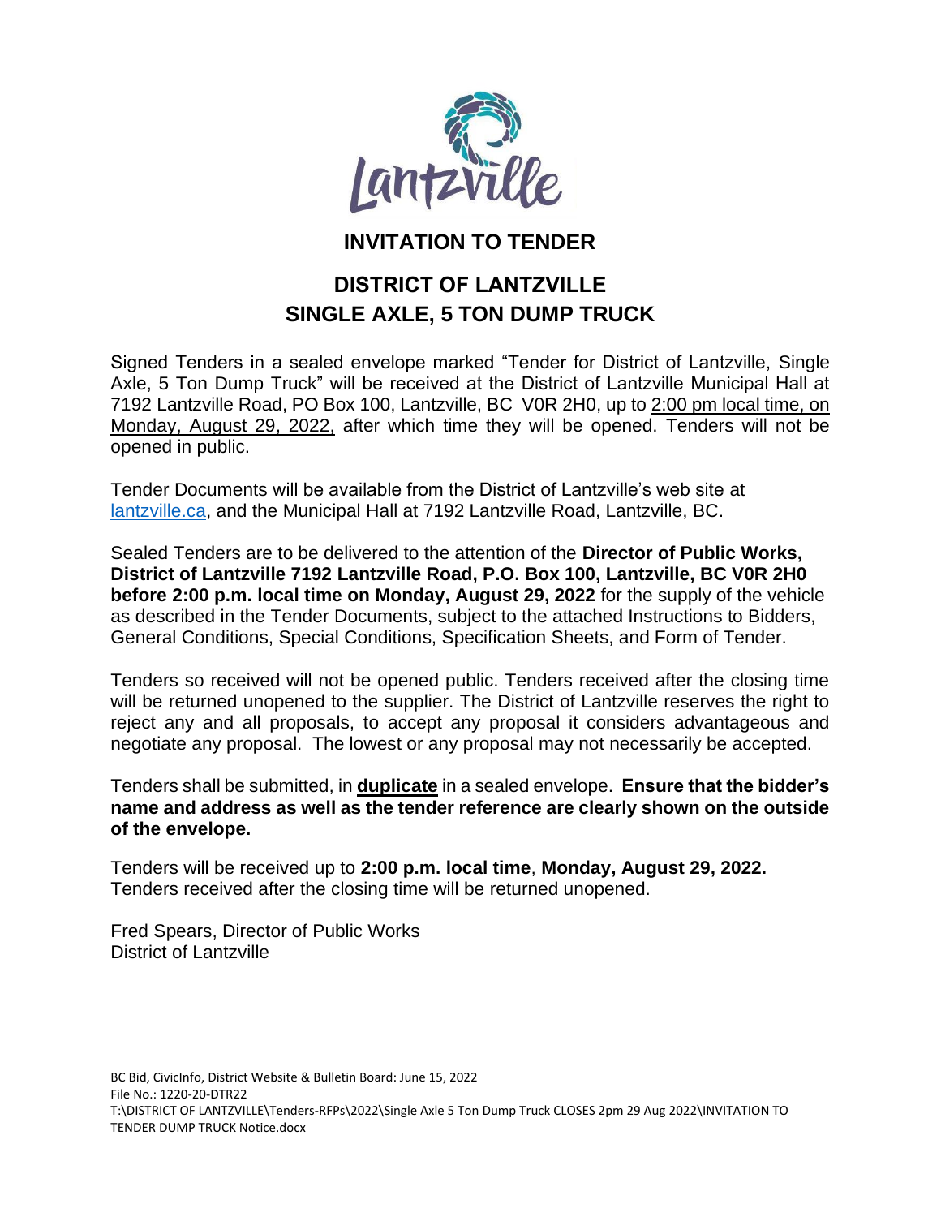Lantzville

# INVITATION TO TENDER

## DISTRICT OF LANTZVILLE
## SINGLE AXLE, 5 TON DUMP TRUCK

Signed Tenders in a sealed envelope marked "Tender for District of Lantzville, Single Axle, 5 Ton Dump Truck" will be received at the District of Lantzville Municipal Hall at 7192 Lantzville Road, PO Box 100, Lantzville, BC V0R 2H0, up to 2:00 pm local time, on Monday, August 29, 2022, after which time they will be opened. Tenders will not be opened in public.

Tender Documents will be available from the District of Lantzville's web site at lantzville.ca, and the Municipal Hall at 7192 Lantzville Road, Lantzville, BC.

Sealed Tenders are to be delivered to the attention of the **Director of Public Works, District of Lantzville 7192 Lantzville Road, P.O. Box 100, Lantzville, BC V0R 2H0 before 2:00 p.m. local time on Monday, August 29, 2022** for the supply of the vehicle as described in the Tender Documents, subject to the attached Instructions to Bidders, General Conditions, Special Conditions, Specification Sheets, and Form of Tender.

Tenders so received will not be opened public. Tenders received after the closing time will be returned unopened to the supplier. The District of Lantzville reserves the right to reject any and all proposals, to accept any proposal it considers advantageous and negotiate any proposal. The lowest or any proposal may not necessarily be accepted.

Tenders shall be submitted, in **duplicate** in a sealed envelope. **Ensure that the bidder's name and address as well as the tender reference are clearly shown on the outside of the envelope.**

Tenders will be received up to **2:00 p.m. local time**, **Monday, August 29, 2022.** Tenders received after the closing time will be returned unopened.

Fred Spears, Director of Public Works
District of Lantzville

BC Bid, CivicInfo, District Website & Bulletin Board: June 15, 2022
File No.: 1220-20-DTR22
T:\DISTRICT OF LANTZVILLE\Tenders-RFPs\2022\Single Axle 5 Ton Dump Truck CLOSES 2pm 29 Aug 2022\INVITATION TO TENDER DUMP TRUCK Notice.docx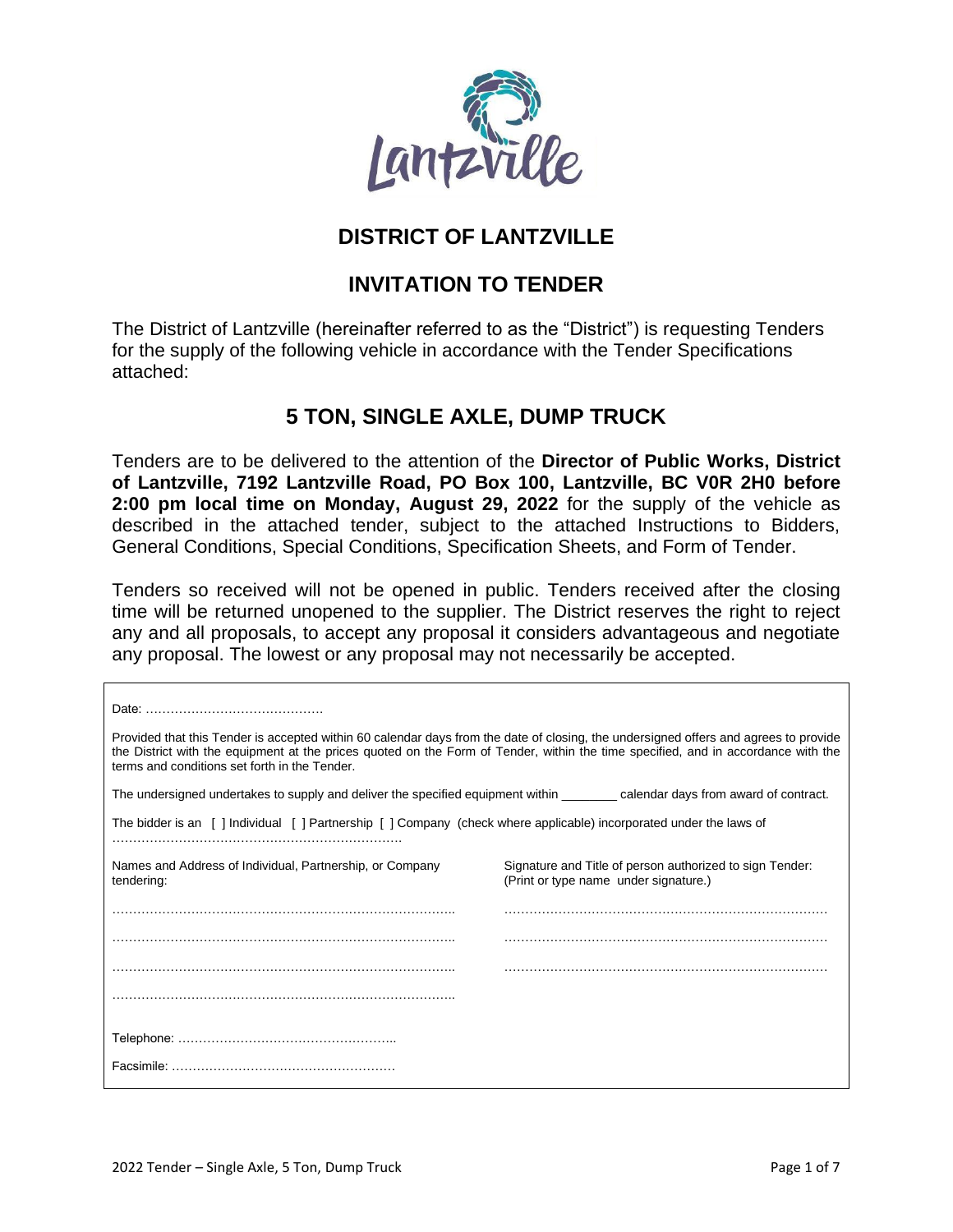# DISTRICT OF LANTZVILLE

## INVITATION TO TENDER

The District of Lantzville (hereinafter referred to as the "District") is requesting Tenders for the supply of the following vehicle in accordance with the Tender Specifications attached:

## 5 TON, SINGLE AXLE, DUMP TRUCK

Tenders are to be delivered to the attention of the **Director of Public Works, District of Lantzville, 7192 Lantzville Road, PO Box 100, Lantzville, BC V0R 2H0 before 2:00 pm local time on Monday, August 29, 2022** for the supply of the vehicle as described in the attached tender, subject to the attached Instructions to Bidders, General Conditions, Special Conditions, Specification Sheets, and Form of Tender.

Tenders so received will not be opened in public. Tenders received after the closing time will be returned unopened to the supplier. The District reserves the right to reject any and all proposals, to accept any proposal it considers advantageous and negotiate any proposal. The lowest or any proposal may not necessarily be accepted.

---

Date: ……………………………………

Provided that this Tender is accepted within 60 calendar days from the date of closing, the undersigned offers and agrees to provide the District with the equipment at the prices quoted on the Form of Tender, within the time specified, and in accordance with the terms and conditions set forth in the Tender.

The undersigned undertakes to supply and deliver the specified equipment within ________ calendar days from award of contract.

The bidder is an [ ] Individual [ ] Partnership [ ] Company (check where applicable) incorporated under the laws of ……………………………………………………………

| Names and Address of Individual, Partnership, or Company tendering: | Signature and Title of person authorized to sign Tender: (Print or type name under signature.) |
|---|---|
| ……………………………………………………………………… | ……………………………………………………………………… |
| ……………………………………………………………………… | ……………………………………………………………………… |
| ……………………………………………………………………… | ……………………………………………………………………… |
| ……………………………………………………………………… | |

Telephone: ……………………………………………..

Facsimile: ………………………………………………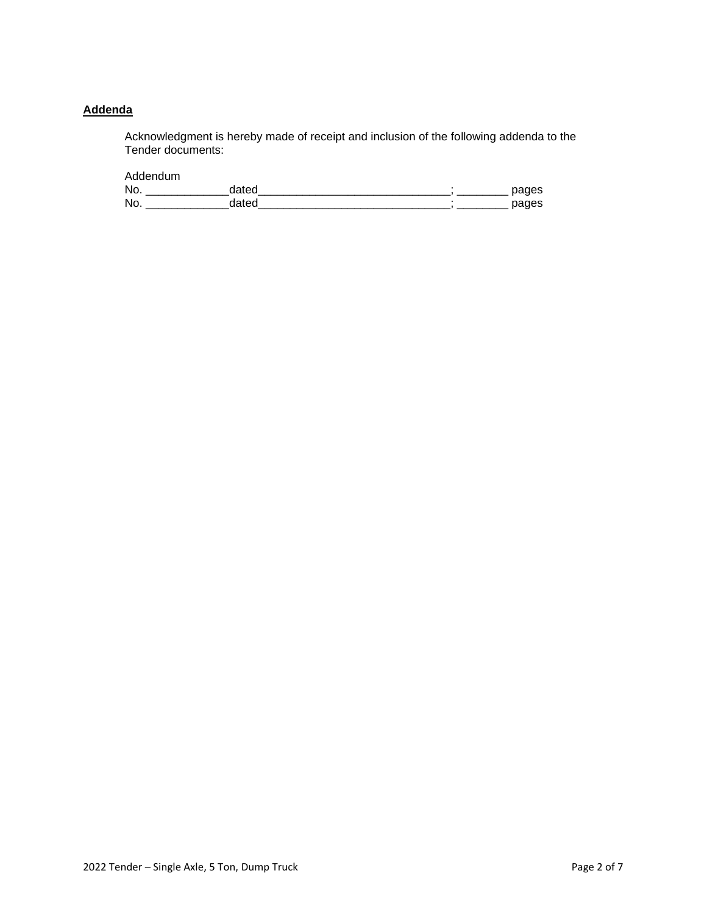**Addenda**

Acknowledgment is hereby made of receipt and inclusion of the following addenda to the Tender documents:

Addendum
No. _____________dated______________________________; ________ pages
No. _____________dated______________________________; ________ pages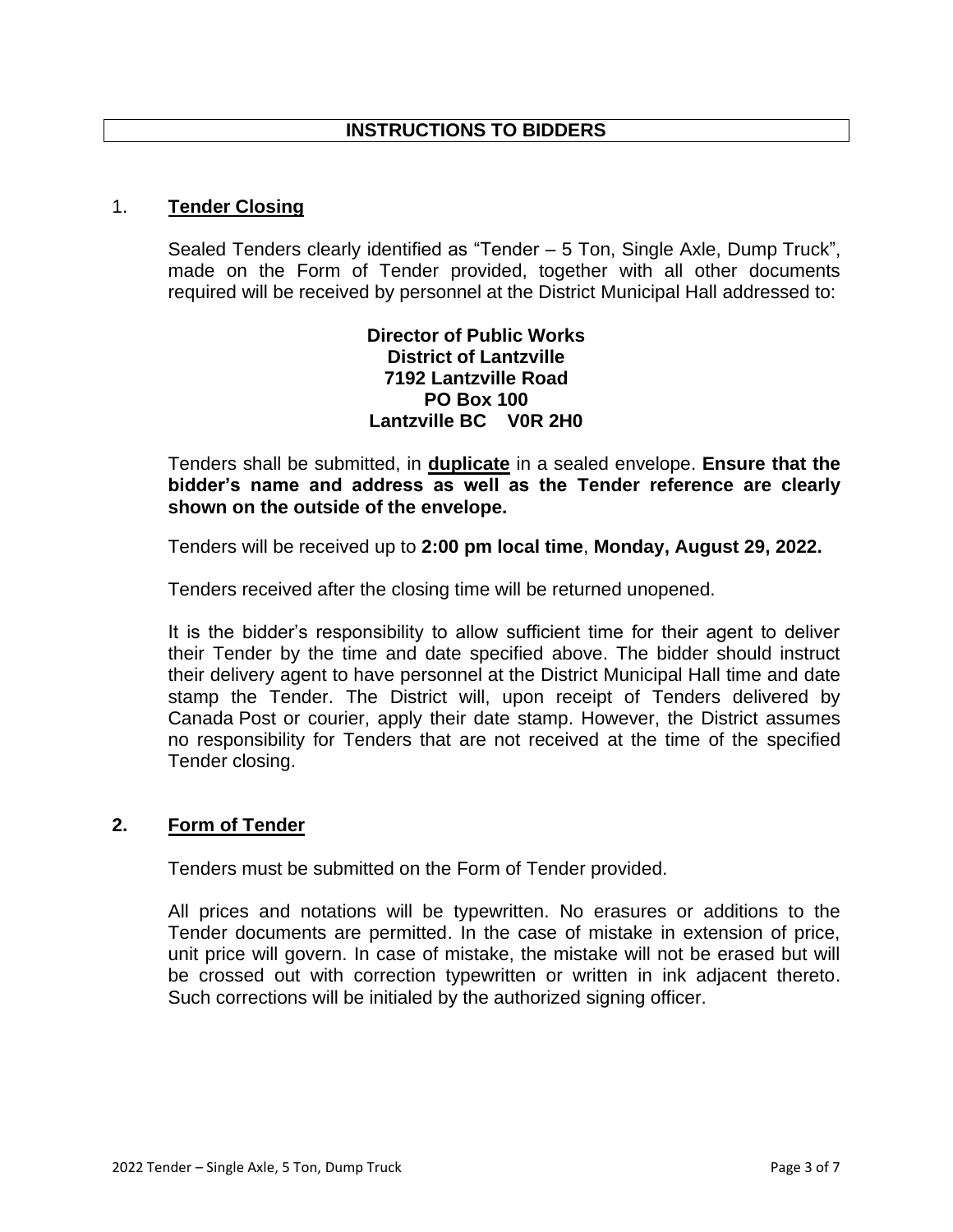# INSTRUCTIONS TO BIDDERS

## 1. Tender Closing

Sealed Tenders clearly identified as "Tender – 5 Ton, Single Axle, Dump Truck", made on the Form of Tender provided, together with all other documents required will be received by personnel at the District Municipal Hall addressed to:

**Director of Public Works**
**District of Lantzville**
**7192 Lantzville Road**
**PO Box 100**
**Lantzville BC V0R 2H0**

Tenders shall be submitted, in **duplicate** in a sealed envelope. **Ensure that the bidder's name and address as well as the Tender reference are clearly shown on the outside of the envelope.**

Tenders will be received up to **2:00 pm local time**, **Monday, August 29, 2022.**

Tenders received after the closing time will be returned unopened.

It is the bidder's responsibility to allow sufficient time for their agent to deliver their Tender by the time and date specified above. The bidder should instruct their delivery agent to have personnel at the District Municipal Hall time and date stamp the Tender. The District will, upon receipt of Tenders delivered by Canada Post or courier, apply their date stamp. However, the District assumes no responsibility for Tenders that are not received at the time of the specified Tender closing.

## 2. Form of Tender

Tenders must be submitted on the Form of Tender provided.

All prices and notations will be typewritten. No erasures or additions to the Tender documents are permitted. In the case of mistake in extension of price, unit price will govern. In case of mistake, the mistake will not be erased but will be crossed out with correction typewritten or written in ink adjacent thereto. Such corrections will be initialed by the authorized signing officer.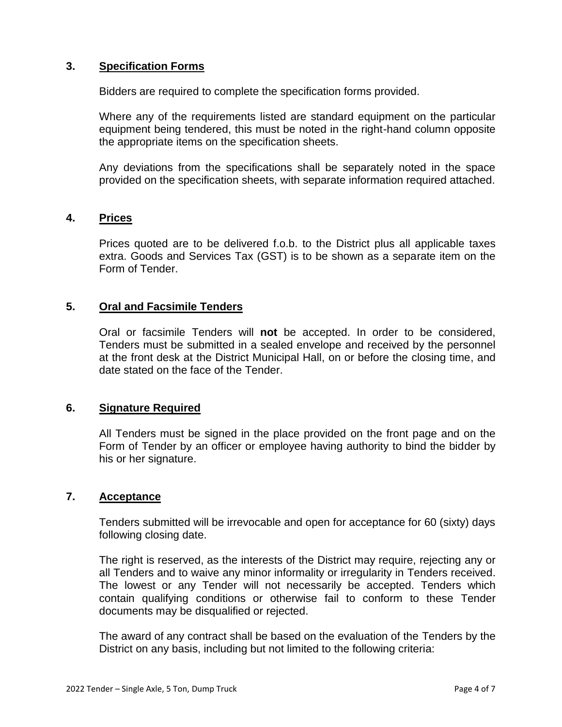## 3. Specification Forms

Bidders are required to complete the specification forms provided.

Where any of the requirements listed are standard equipment on the particular equipment being tendered, this must be noted in the right-hand column opposite the appropriate items on the specification sheets.

Any deviations from the specifications shall be separately noted in the space provided on the specification sheets, with separate information required attached.

## 4. Prices

Prices quoted are to be delivered f.o.b. to the District plus all applicable taxes extra. Goods and Services Tax (GST) is to be shown as a separate item on the Form of Tender.

## 5. Oral and Facsimile Tenders

Oral or facsimile Tenders will **not** be accepted. In order to be considered, Tenders must be submitted in a sealed envelope and received by the personnel at the front desk at the District Municipal Hall, on or before the closing time, and date stated on the face of the Tender.

## 6. Signature Required

All Tenders must be signed in the place provided on the front page and on the Form of Tender by an officer or employee having authority to bind the bidder by his or her signature.

## 7. Acceptance

Tenders submitted will be irrevocable and open for acceptance for 60 (sixty) days following closing date.

The right is reserved, as the interests of the District may require, rejecting any or all Tenders and to waive any minor informality or irregularity in Tenders received. The lowest or any Tender will not necessarily be accepted. Tenders which contain qualifying conditions or otherwise fail to conform to these Tender documents may be disqualified or rejected.

The award of any contract shall be based on the evaluation of the Tenders by the District on any basis, including but not limited to the following criteria: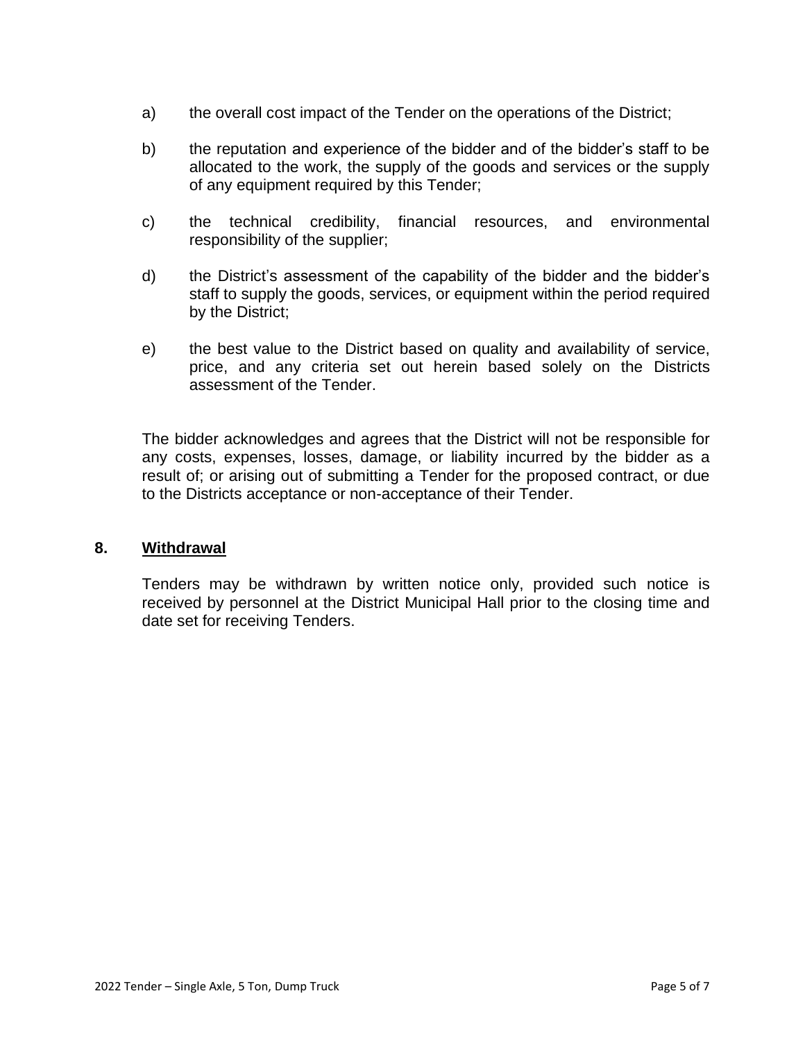a) the overall cost impact of the Tender on the operations of the District;

b) the reputation and experience of the bidder and of the bidder's staff to be allocated to the work, the supply of the goods and services or the supply of any equipment required by this Tender;

c) the technical credibility, financial resources, and environmental responsibility of the supplier;

d) the District's assessment of the capability of the bidder and the bidder's staff to supply the goods, services, or equipment within the period required by the District;

e) the best value to the District based on quality and availability of service, price, and any criteria set out herein based solely on the Districts assessment of the Tender.

The bidder acknowledges and agrees that the District will not be responsible for any costs, expenses, losses, damage, or liability incurred by the bidder as a result of; or arising out of submitting a Tender for the proposed contract, or due to the Districts acceptance or non-acceptance of their Tender.

## 8. <u>Withdrawal</u>

Tenders may be withdrawn by written notice only, provided such notice is received by personnel at the District Municipal Hall prior to the closing time and date set for receiving Tenders.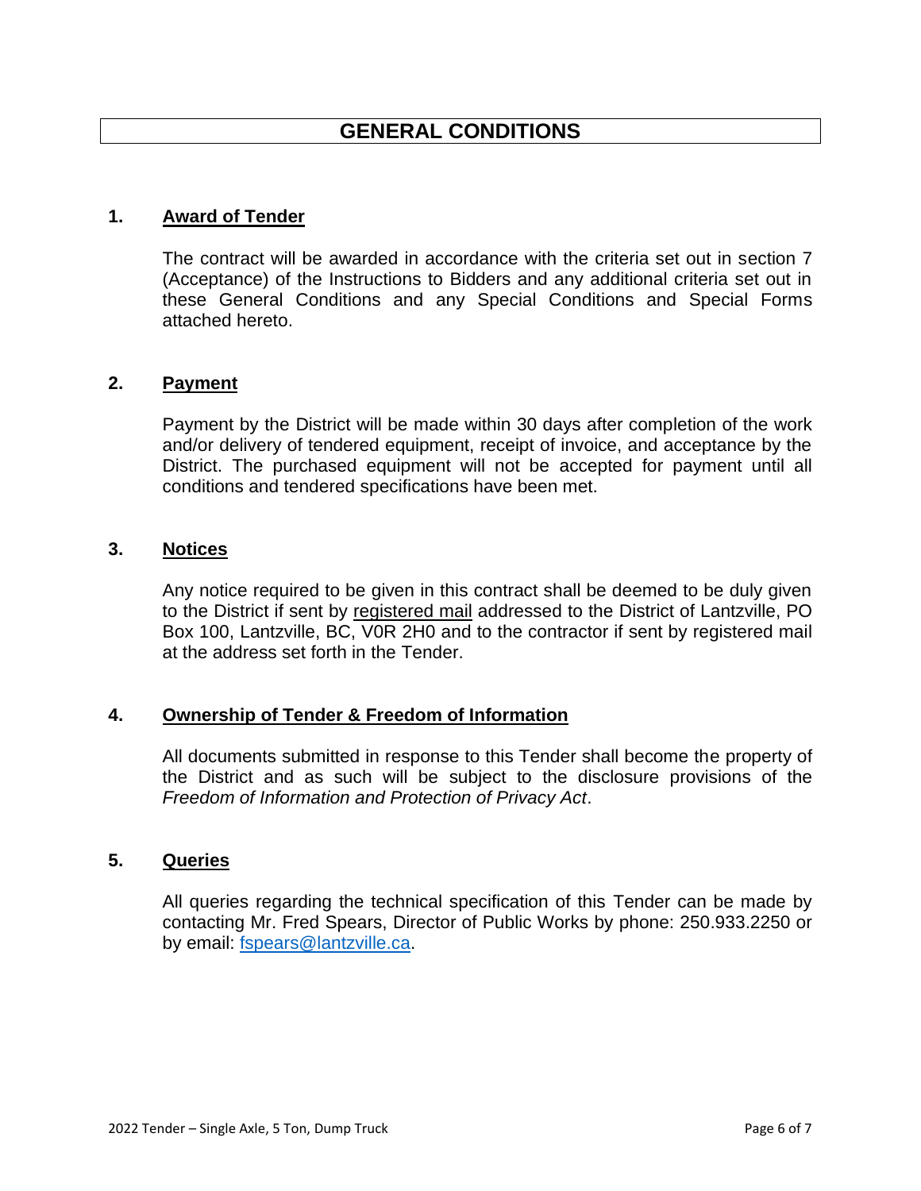# GENERAL CONDITIONS

## 1. Award of Tender

The contract will be awarded in accordance with the criteria set out in section 7 (Acceptance) of the Instructions to Bidders and any additional criteria set out in these General Conditions and any Special Conditions and Special Forms attached hereto.

## 2. Payment

Payment by the District will be made within 30 days after completion of the work and/or delivery of tendered equipment, receipt of invoice, and acceptance by the District. The purchased equipment will not be accepted for payment until all conditions and tendered specifications have been met.

## 3. Notices

Any notice required to be given in this contract shall be deemed to be duly given to the District if sent by registered mail addressed to the District of Lantzville, PO Box 100, Lantzville, BC, V0R 2H0 and to the contractor if sent by registered mail at the address set forth in the Tender.

## 4. Ownership of Tender & Freedom of Information

All documents submitted in response to this Tender shall become the property of the District and as such will be subject to the disclosure provisions of the *Freedom of Information and Protection of Privacy Act*.

## 5. Queries

All queries regarding the technical specification of this Tender can be made by contacting Mr. Fred Spears, Director of Public Works by phone: 250.933.2250 or by email: fspears@lantzville.ca.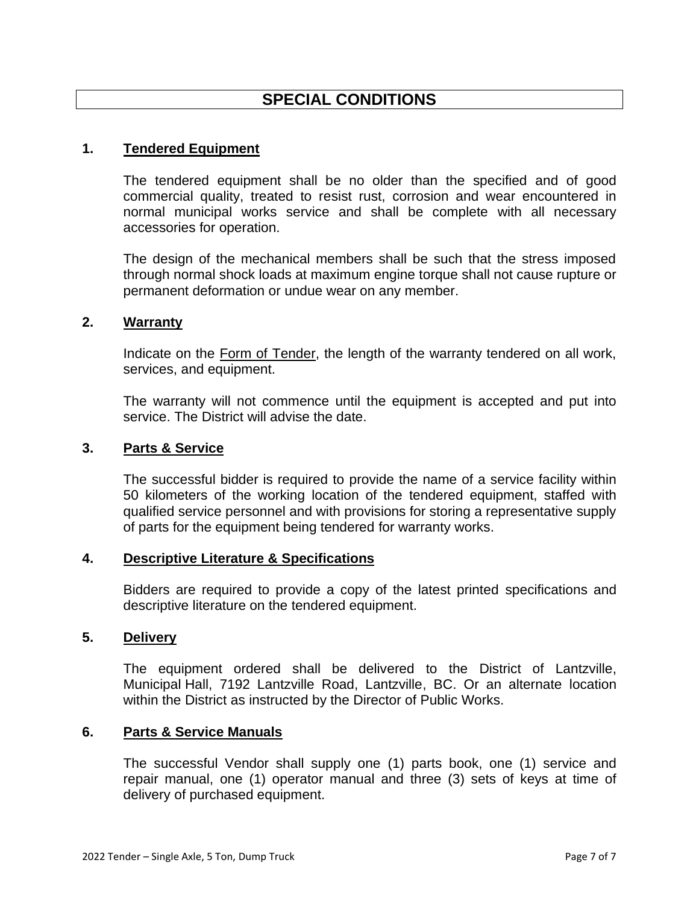# SPECIAL CONDITIONS

## 1. Tendered Equipment

The tendered equipment shall be no older than the specified and of good commercial quality, treated to resist rust, corrosion and wear encountered in normal municipal works service and shall be complete with all necessary accessories for operation.

The design of the mechanical members shall be such that the stress imposed through normal shock loads at maximum engine torque shall not cause rupture or permanent deformation or undue wear on any member.

## 2. Warranty

Indicate on the Form of Tender, the length of the warranty tendered on all work, services, and equipment.

The warranty will not commence until the equipment is accepted and put into service. The District will advise the date.

## 3. Parts & Service

The successful bidder is required to provide the name of a service facility within 50 kilometers of the working location of the tendered equipment, staffed with qualified service personnel and with provisions for storing a representative supply of parts for the equipment being tendered for warranty works.

## 4. Descriptive Literature & Specifications

Bidders are required to provide a copy of the latest printed specifications and descriptive literature on the tendered equipment.

## 5. Delivery

The equipment ordered shall be delivered to the District of Lantzville, Municipal Hall, 7192 Lantzville Road, Lantzville, BC. Or an alternate location within the District as instructed by the Director of Public Works.

## 6. Parts & Service Manuals

The successful Vendor shall supply one (1) parts book, one (1) service and repair manual, one (1) operator manual and three (3) sets of keys at time of delivery of purchased equipment.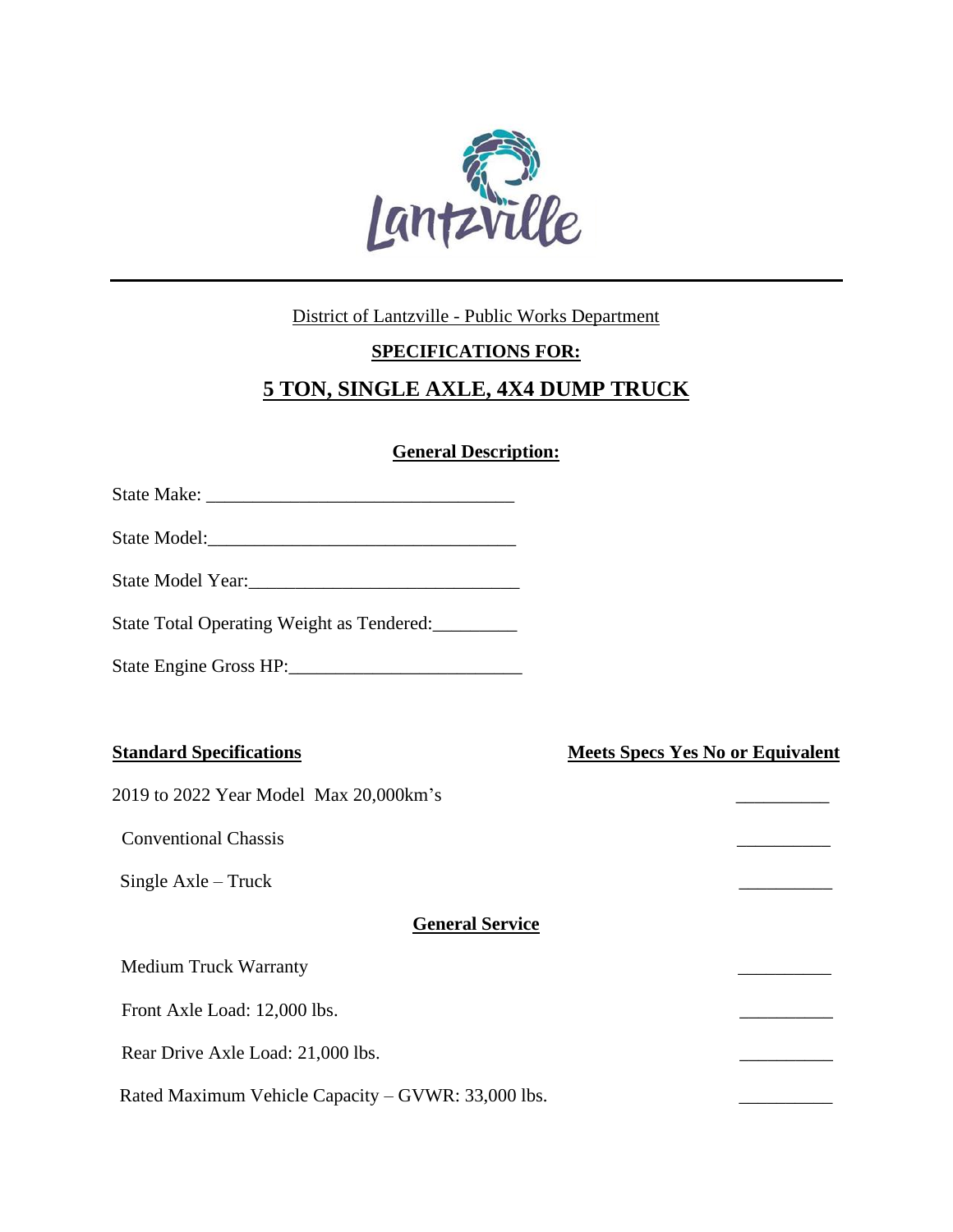District of Lantzville - Public Works Department

**SPECIFICATIONS FOR:**

# 5 TON, SINGLE AXLE, 4X4 DUMP TRUCK

## General Description:

State Make: ________________________________

State Model: ________________________________

State Model Year: ____________________________

State Total Operating Weight as Tendered: _________

State Engine Gross HP: ________________________

| **Standard Specifications** | **Meets Specs Yes No or Equivalent** |
|---|---|
| 2019 to 2022 Year Model Max 20,000km's | __________ |
| Conventional Chassis | __________ |
| Single Axle – Truck | __________ |

### General Service

| | |
|---|---|
| Medium Truck Warranty | __________ |
| Front Axle Load: 12,000 lbs. | __________ |
| Rear Drive Axle Load: 21,000 lbs. | __________ |
| Rated Maximum Vehicle Capacity – GVWR: 33,000 lbs. | __________ |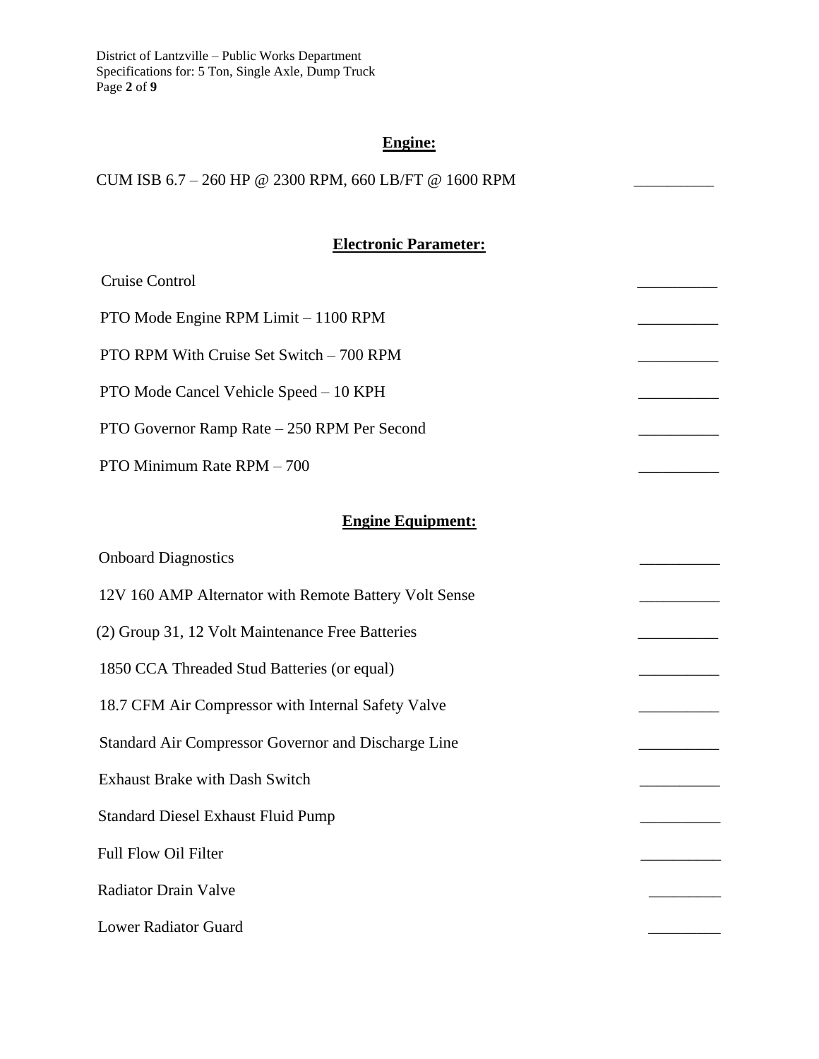## Engine:

CUM ISB 6.7 – 260 HP @ 2300 RPM, 660 LB/FT @ 1600 RPM __________

## Electronic Parameter:

Cruise Control __________

PTO Mode Engine RPM Limit – 1100 RPM __________

PTO RPM With Cruise Set Switch – 700 RPM __________

PTO Mode Cancel Vehicle Speed – 10 KPH __________

PTO Governor Ramp Rate – 250 RPM Per Second __________

PTO Minimum Rate RPM – 700 __________

## Engine Equipment:

Onboard Diagnostics __________

12V 160 AMP Alternator with Remote Battery Volt Sense __________

(2) Group 31, 12 Volt Maintenance Free Batteries __________

1850 CCA Threaded Stud Batteries (or equal) __________

18.7 CFM Air Compressor with Internal Safety Valve __________

Standard Air Compressor Governor and Discharge Line __________

Exhaust Brake with Dash Switch __________

Standard Diesel Exhaust Fluid Pump __________

Full Flow Oil Filter __________

Radiator Drain Valve _________

Lower Radiator Guard _________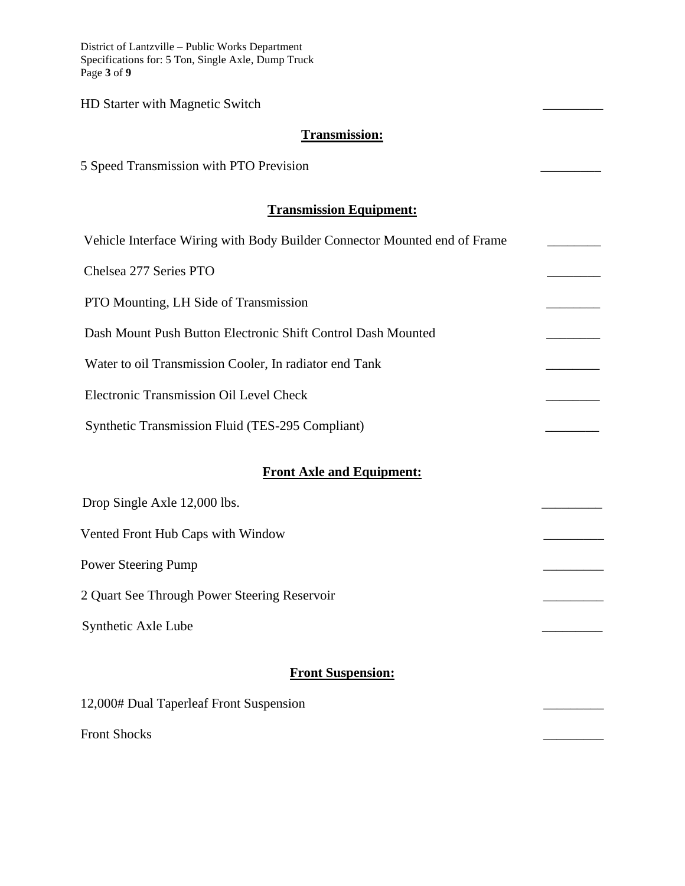HD Starter with Magnetic Switch _________

## Transmission:

5 Speed Transmission with PTO Prevision _________

## Transmission Equipment:

Vehicle Interface Wiring with Body Builder Connector Mounted end of Frame ________

Chelsea 277 Series PTO ________

PTO Mounting, LH Side of Transmission ________

Dash Mount Push Button Electronic Shift Control Dash Mounted ________

Water to oil Transmission Cooler, In radiator end Tank ________

Electronic Transmission Oil Level Check ________

Synthetic Transmission Fluid (TES-295 Compliant) ________

## Front Axle and Equipment:

Drop Single Axle 12,000 lbs. _________

Vented Front Hub Caps with Window _________

Power Steering Pump _________

2 Quart See Through Power Steering Reservoir _________

Synthetic Axle Lube _________

## Front Suspension:

12,000# Dual Taperleaf Front Suspension _________

Front Shocks _________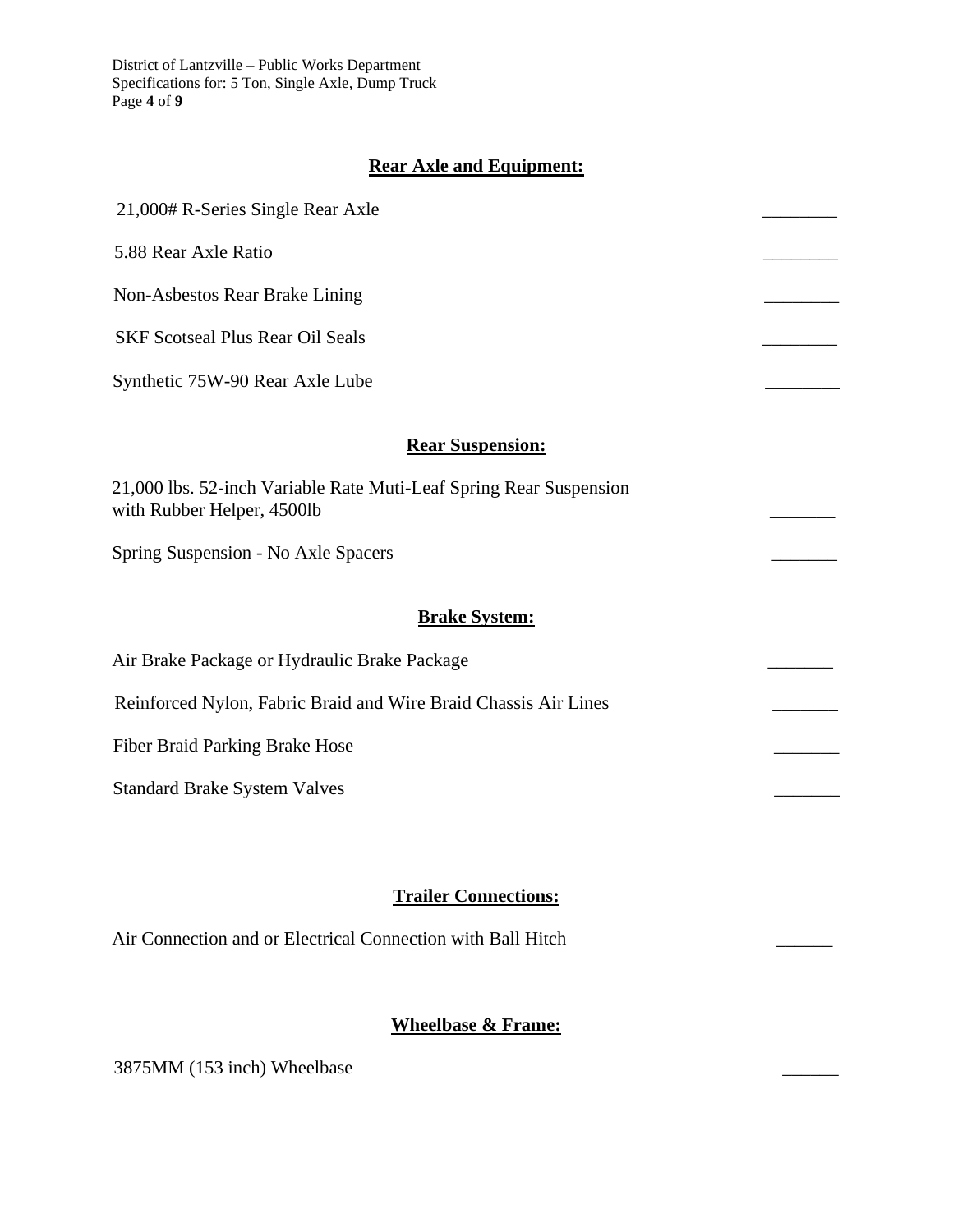## Rear Axle and Equipment:

21,000# R-Series Single Rear Axle ________

5.88 Rear Axle Ratio ________

Non-Asbestos Rear Brake Lining ________

SKF Scotseal Plus Rear Oil Seals ________

Synthetic 75W-90 Rear Axle Lube ________

## Rear Suspension:

21,000 lbs. 52-inch Variable Rate Muti-Leaf Spring Rear Suspension with Rubber Helper, 4500lb _______

Spring Suspension - No Axle Spacers _______

## Brake System:

Air Brake Package or Hydraulic Brake Package _______

Reinforced Nylon, Fabric Braid and Wire Braid Chassis Air Lines _______

Fiber Braid Parking Brake Hose _______

Standard Brake System Valves _______

## Trailer Connections:

Air Connection and or Electrical Connection with Ball Hitch ______

## Wheelbase & Frame:

3875MM (153 inch) Wheelbase ______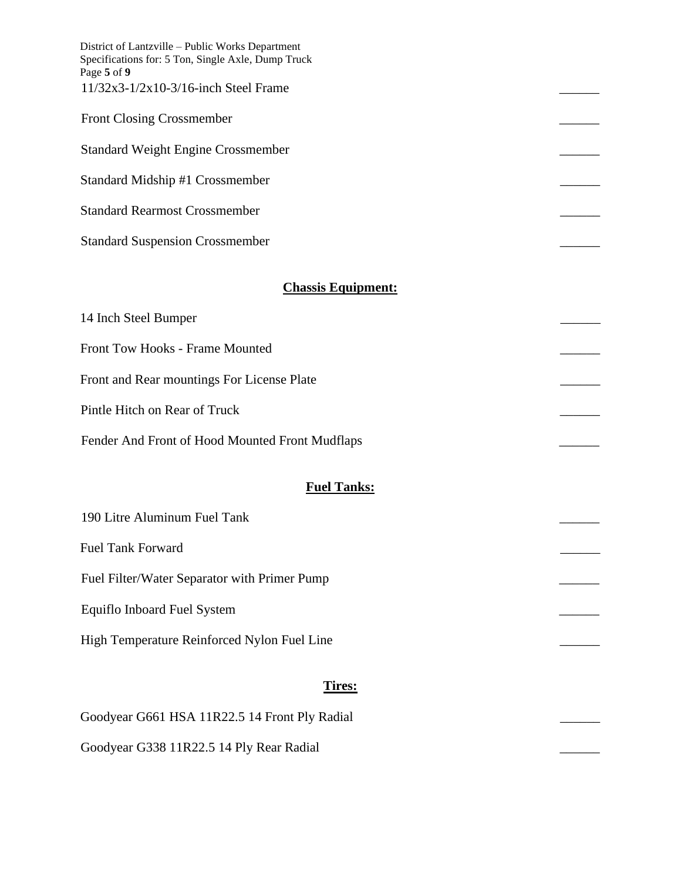11/32x3-1/2x10-3/16-inch Steel Frame ______

Front Closing Crossmember ______

Standard Weight Engine Crossmember ______

Standard Midship #1 Crossmember ______

Standard Rearmost Crossmember ______

Standard Suspension Crossmember ______

## Chassis Equipment:

14 Inch Steel Bumper ______

Front Tow Hooks - Frame Mounted ______

Front and Rear mountings For License Plate ______

Pintle Hitch on Rear of Truck ______

Fender And Front of Hood Mounted Front Mudflaps ______

## Fuel Tanks:

190 Litre Aluminum Fuel Tank ______

Fuel Tank Forward ______

Fuel Filter/Water Separator with Primer Pump ______

Equiflo Inboard Fuel System ______

High Temperature Reinforced Nylon Fuel Line ______

## Tires:

Goodyear G661 HSA 11R22.5 14 Front Ply Radial ______

Goodyear G338 11R22.5 14 Ply Rear Radial ______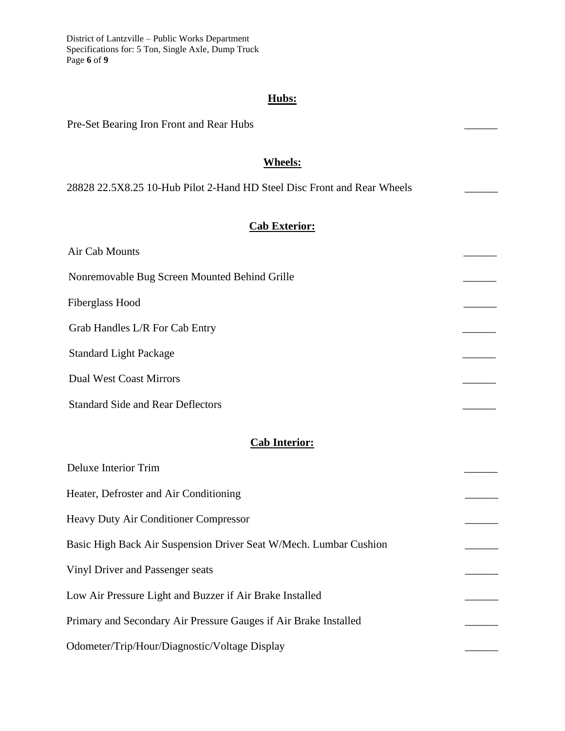## Hubs:

Pre-Set Bearing Iron Front and Rear Hubs ______

## Wheels:

28828 22.5X8.25 10-Hub Pilot 2-Hand HD Steel Disc Front and Rear Wheels ______

## Cab Exterior:

Air Cab Mounts ______

Nonremovable Bug Screen Mounted Behind Grille ______

Fiberglass Hood ______

Grab Handles L/R For Cab Entry ______

Standard Light Package ______

Dual West Coast Mirrors ______

Standard Side and Rear Deflectors ______

## Cab Interior:

Deluxe Interior Trim ______

Heater, Defroster and Air Conditioning ______

Heavy Duty Air Conditioner Compressor ______

Basic High Back Air Suspension Driver Seat W/Mech. Lumbar Cushion ______

Vinyl Driver and Passenger seats ______

Low Air Pressure Light and Buzzer if Air Brake Installed ______

Primary and Secondary Air Pressure Gauges if Air Brake Installed ______

Odometer/Trip/Hour/Diagnostic/Voltage Display ______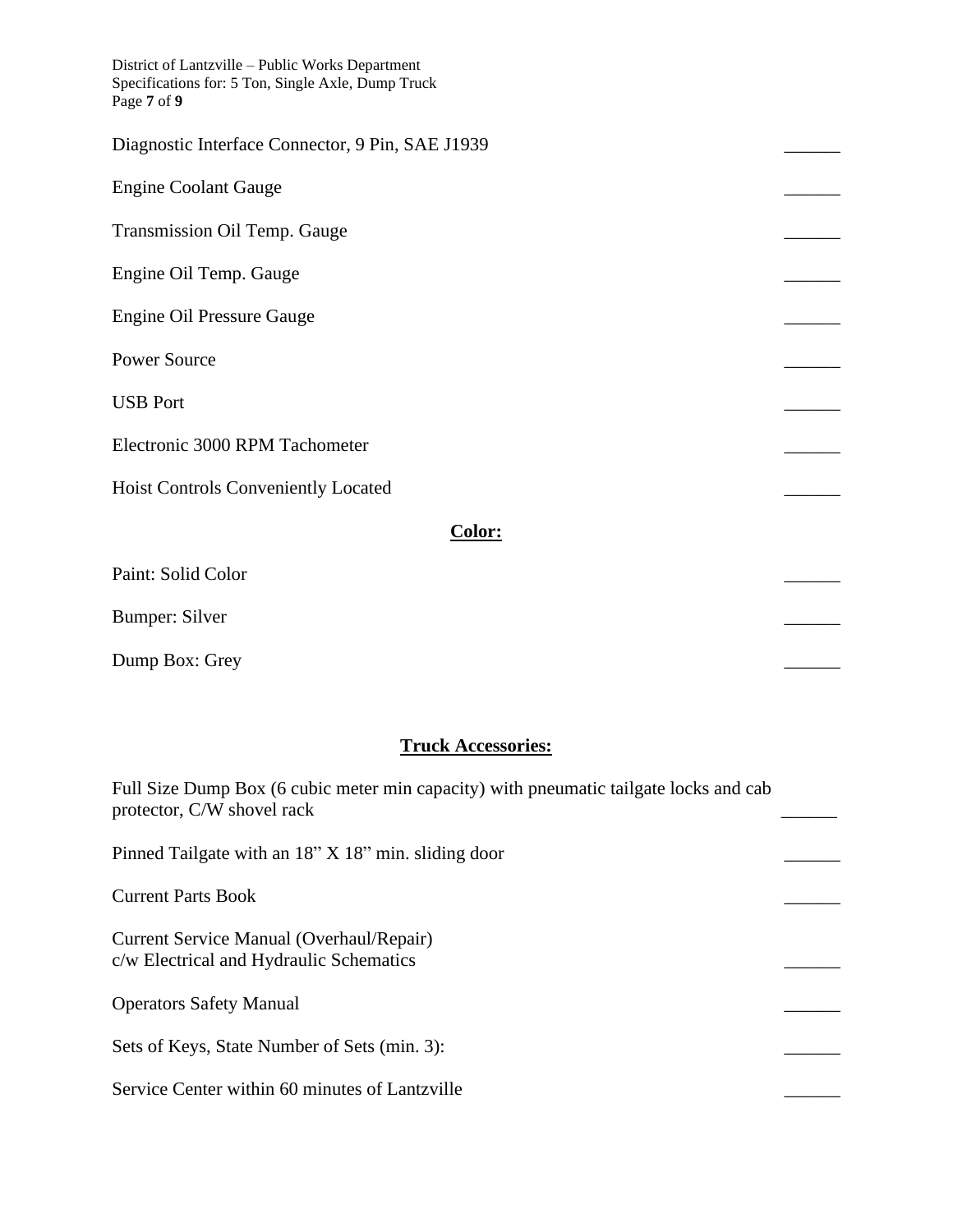Diagnostic Interface Connector, 9 Pin, SAE J1939 ______

Engine Coolant Gauge ______

Transmission Oil Temp. Gauge ______

Engine Oil Temp. Gauge ______

Engine Oil Pressure Gauge ______

Power Source ______

USB Port ______

Electronic 3000 RPM Tachometer ______

Hoist Controls Conveniently Located ______

## Color:

Paint: Solid Color ______

Bumper: Silver ______

Dump Box: Grey ______

## Truck Accessories:

Full Size Dump Box (6 cubic meter min capacity) with pneumatic tailgate locks and cab protector, C/W shovel rack ______

Pinned Tailgate with an 18" X 18" min. sliding door ______

Current Parts Book ______

Current Service Manual (Overhaul/Repair)
c/w Electrical and Hydraulic Schematics ______

Operators Safety Manual ______

Sets of Keys, State Number of Sets (min. 3): ______

Service Center within 60 minutes of Lantzville ______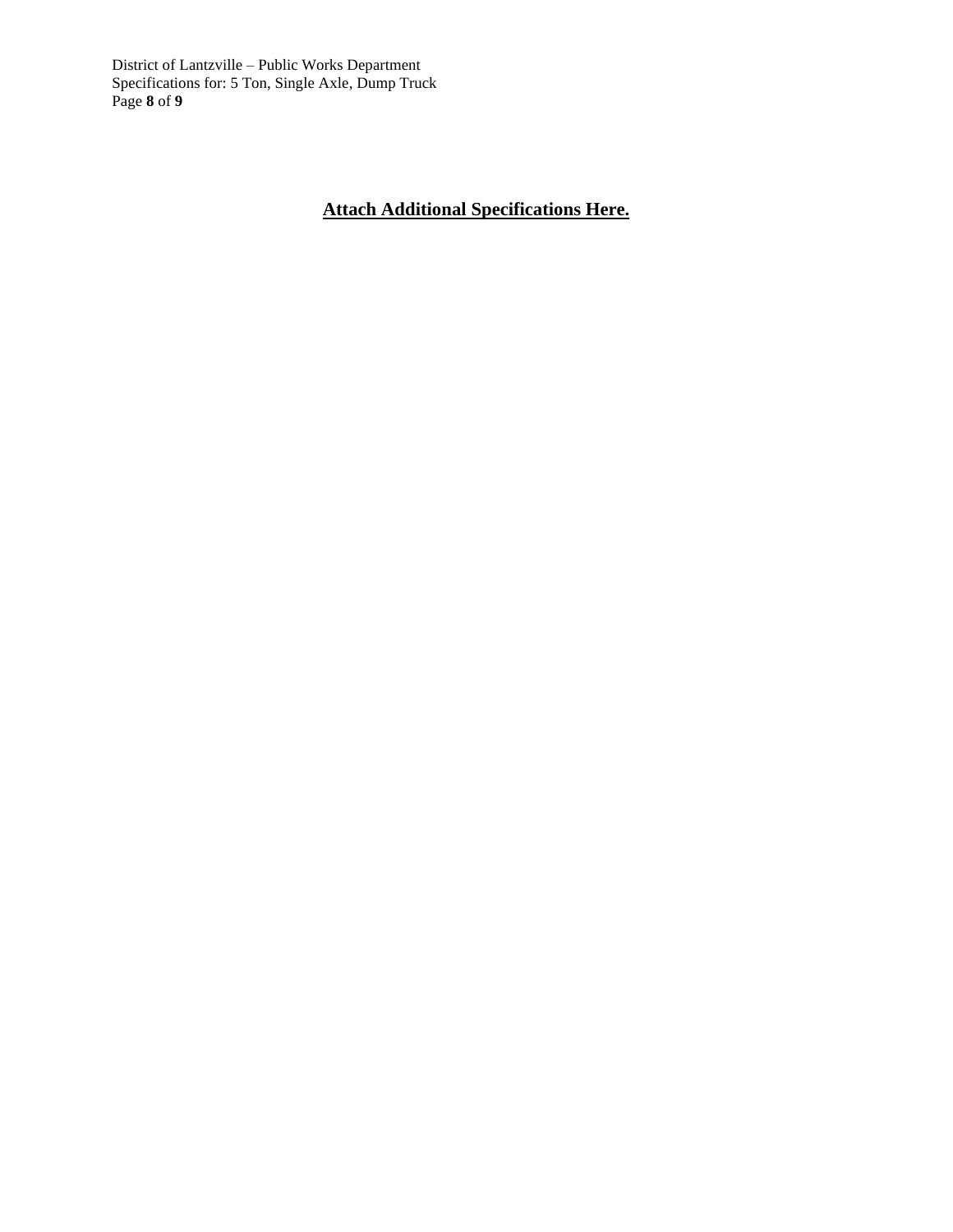**Attach Additional Specifications Here.**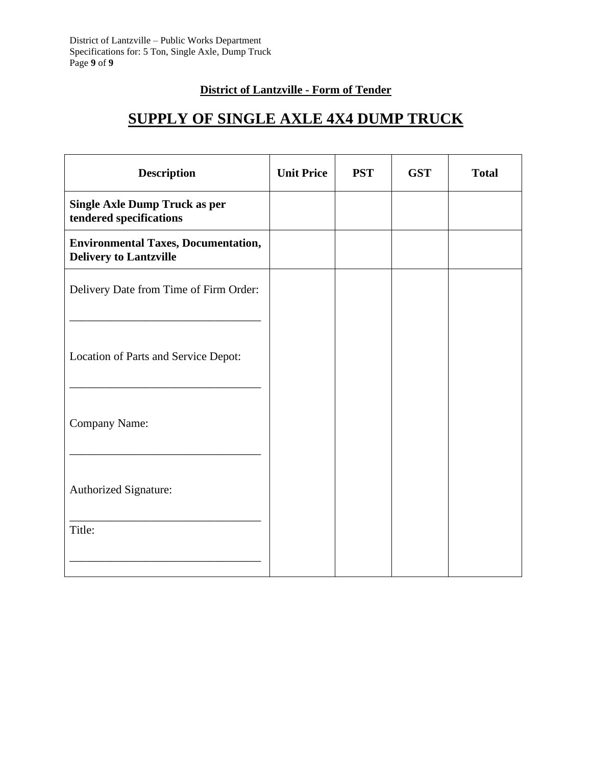**District of Lantzville - Form of Tender**

# SUPPLY OF SINGLE AXLE 4X4 DUMP TRUCK

| Description | Unit Price | PST | GST | Total |
|---|---|---|---|---|
| **Single Axle Dump Truck as per tendered specifications** | | | | |
| **Environmental Taxes, Documentation, Delivery to Lantzville** | | | | |
| Delivery Date from Time of Firm Order: ________________________________ Location of Parts and Service Depot: ________________________________ Company Name: ________________________________ Authorized Signature: ________________________________ Title: ________________________________ | | | | |